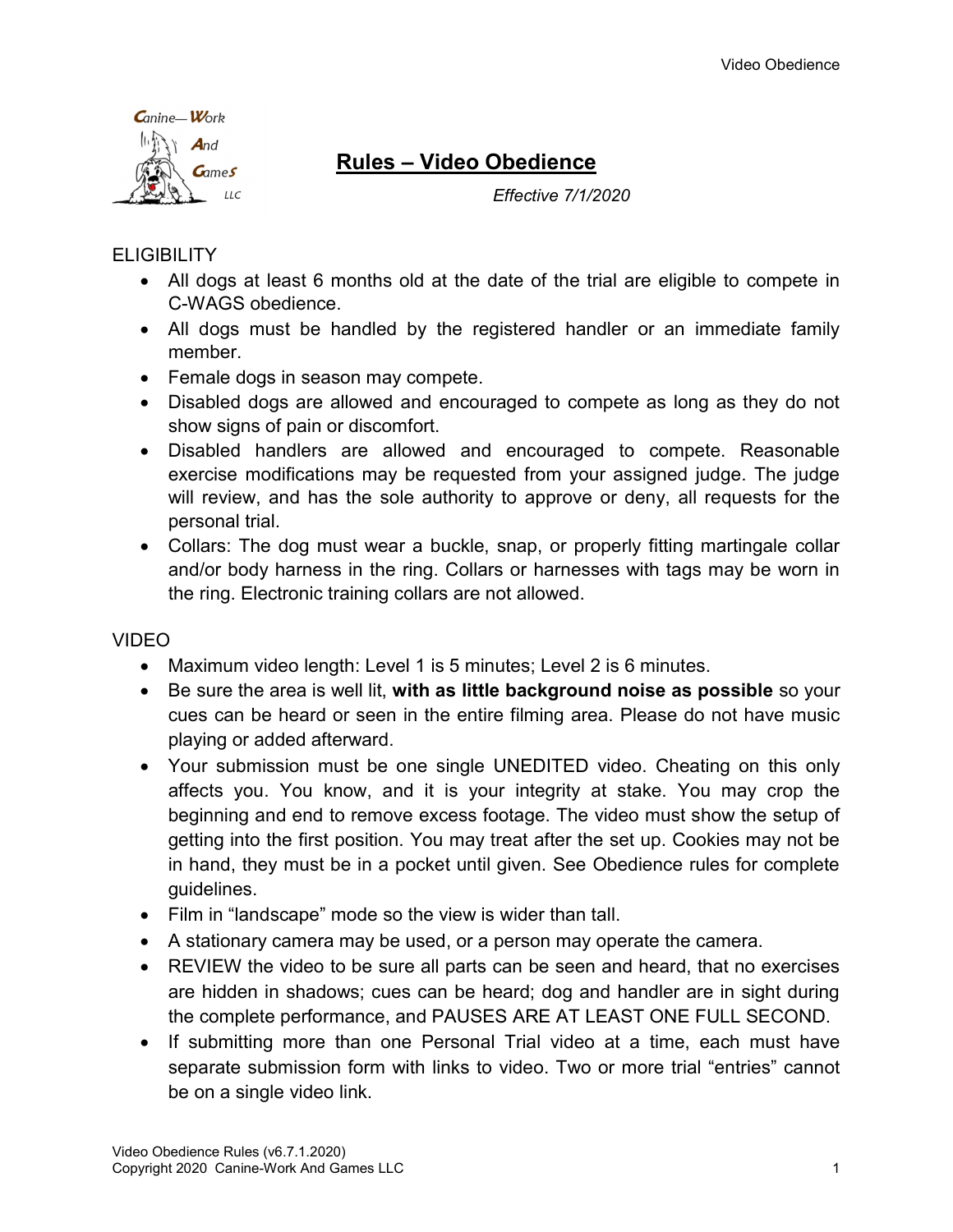# Rules – Video Obedience

*Effective 7/1/2020*

ELIGIBILITY

- All dogs at least 6 months old at the date of the trial are eligible to compete in C-WAGS obedience.
- All dogs must be handled by the registered handler or an immediate family member.
- Female dogs in season may compete.
- Disabled dogs are allowed and encouraged to compete as long as they do not show signs of pain or discomfort.
- Disabled handlers are allowed and encouraged to compete. Reasonable exercise modifications may be requested from your assigned judge. The judge will review, and has the sole authority to approve or deny, all requests for the personal trial.
- Collars: The dog must wear a buckle, snap, or properly fitting martingale collar and/or body harness in the ring. Collars or harnesses with tags may be worn in the ring. Electronic training collars are not allowed.

VIDEO

- Maximum video length: Level 1 is 5 minutes; Level 2 is 6 minutes.
- Be sure the area is well lit, **with as little background noise as possible** so your cues can be heard or seen in the entire filming area. Please do not have music playing or added afterward.
- Your submission must be one single UNEDITED video. Cheating on this only affects you. You know, and it is your integrity at stake. You may crop the beginning and end to remove excess footage. The video must show the setup of getting into the first position. You may treat after the set up. Cookies may not be in hand, they must be in a pocket until given. See Obedience rules for complete guidelines.
- Film in "landscape" mode so the view is wider than tall.
- A stationary camera may be used, or a person may operate the camera.
- REVIEW the video to be sure all parts can be seen and heard, that no exercises are hidden in shadows; cues can be heard; dog and handler are in sight during the complete performance, and PAUSES ARE AT LEAST ONE FULL SECOND.
- If submitting more than one Personal Trial video at a time, each must have separate submission form with links to video. Two or more trial "entries" cannot be on a single video link.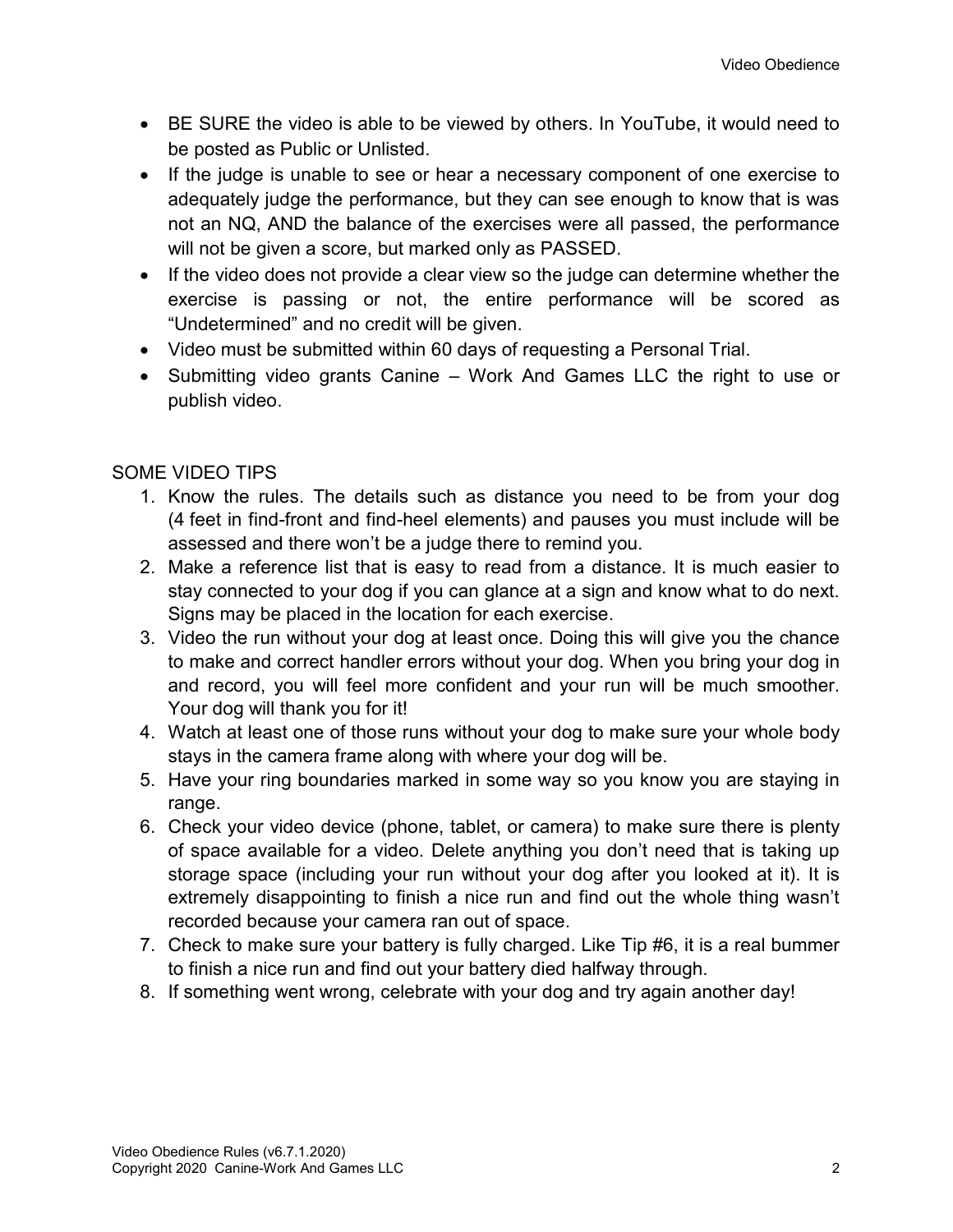- BE SURE the video is able to be viewed by others. In YouTube, it would need to be posted as Public or Unlisted.
- If the judge is unable to see or hear a necessary component of one exercise to adequately judge the performance, but they can see enough to know that is was not an NQ, AND the balance of the exercises were all passed, the performance will not be given a score, but marked only as PASSED.
- If the video does not provide a clear view so the judge can determine whether the exercise is passing or not, the entire performance will be scored as "Undetermined" and no credit will be given.
- Video must be submitted within 60 days of requesting a Personal Trial.
- Submitting video grants Canine – Work And Games LLC the right to use or publish video.

SOME VIDEO TIPS

1. Know the rules. The details such as distance you need to be from your dog (4 feet in find-front and find-heel elements) and pauses you must include will be assessed and there won't be a judge there to remind you.
2. Make a reference list that is easy to read from a distance. It is much easier to stay connected to your dog if you can glance at a sign and know what to do next. Signs may be placed in the location for each exercise.
3. Video the run without your dog at least once. Doing this will give you the chance to make and correct handler errors without your dog. When you bring your dog in and record, you will feel more confident and your run will be much smoother. Your dog will thank you for it!
4. Watch at least one of those runs without your dog to make sure your whole body stays in the camera frame along with where your dog will be.
5. Have your ring boundaries marked in some way so you know you are staying in range.
6. Check your video device (phone, tablet, or camera) to make sure there is plenty of space available for a video. Delete anything you don't need that is taking up storage space (including your run without your dog after you looked at it). It is extremely disappointing to finish a nice run and find out the whole thing wasn't recorded because your camera ran out of space.
7. Check to make sure your battery is fully charged. Like Tip #6, it is a real bummer to finish a nice run and find out your battery died halfway through.
8. If something went wrong, celebrate with your dog and try again another day!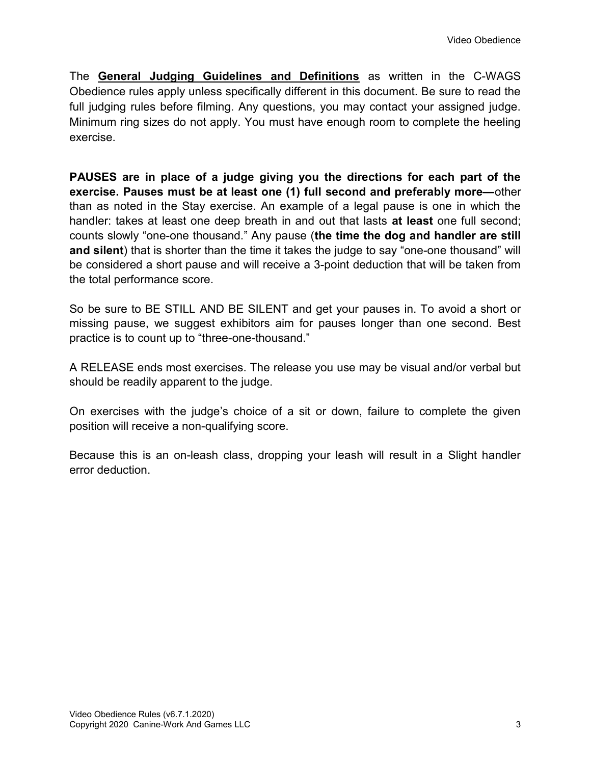The **General Judging Guidelines and Definitions** as written in the C-WAGS Obedience rules apply unless specifically different in this document. Be sure to read the full judging rules before filming. Any questions, you may contact your assigned judge. Minimum ring sizes do not apply. You must have enough room to complete the heeling exercise.

**PAUSES are in place of a judge giving you the directions for each part of the exercise. Pauses must be at least one (1) full second and preferably more—**other than as noted in the Stay exercise. An example of a legal pause is one in which the handler: takes at least one deep breath in and out that lasts **at least** one full second; counts slowly "one-one thousand." Any pause (**the time the dog and handler are still and silent**) that is shorter than the time it takes the judge to say "one-one thousand" will be considered a short pause and will receive a 3-point deduction that will be taken from the total performance score.

So be sure to BE STILL AND BE SILENT and get your pauses in. To avoid a short or missing pause, we suggest exhibitors aim for pauses longer than one second. Best practice is to count up to "three-one-thousand."

A RELEASE ends most exercises. The release you use may be visual and/or verbal but should be readily apparent to the judge.

On exercises with the judge's choice of a sit or down, failure to complete the given position will receive a non-qualifying score.

Because this is an on-leash class, dropping your leash will result in a Slight handler error deduction.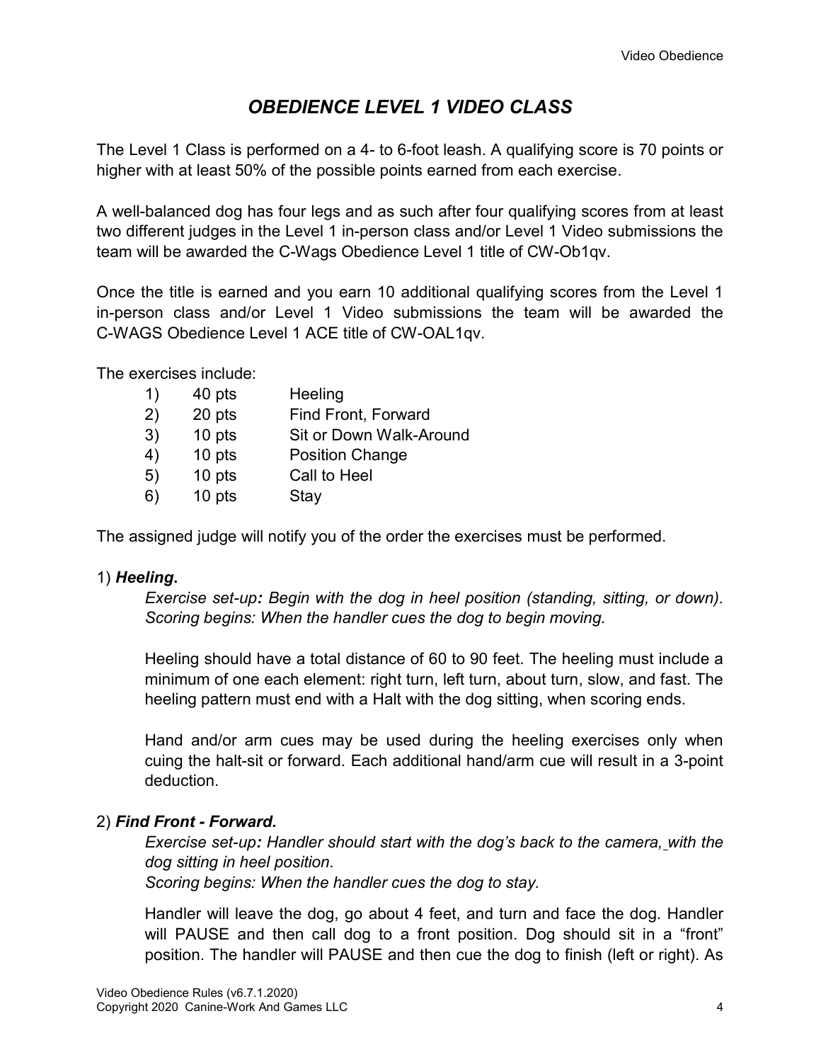# *OBEDIENCE LEVEL 1 VIDEO CLASS*

The Level 1 Class is performed on a 4- to 6-foot leash. A qualifying score is 70 points or higher with at least 50% of the possible points earned from each exercise.

A well-balanced dog has four legs and as such after four qualifying scores from at least two different judges in the Level 1 in-person class and/or Level 1 Video submissions the team will be awarded the C-Wags Obedience Level 1 title of CW-Ob1qv.

Once the title is earned and you earn 10 additional qualifying scores from the Level 1 in-person class and/or Level 1 Video submissions the team will be awarded the C-WAGS Obedience Level 1 ACE title of CW-OAL1qv.

The exercises include:

| | | |
|---|---|---|
| 1) | 40 pts | Heeling |
| 2) | 20 pts | Find Front, Forward |
| 3) | 10 pts | Sit or Down Walk-Around |
| 4) | 10 pts | Position Change |
| 5) | 10 pts | Call to Heel |
| 6) | 10 pts | Stay |

The assigned judge will notify you of the order the exercises must be performed.

1) ***Heeling*.**

*Exercise set-up: Begin with the dog in heel position (standing, sitting, or down). Scoring begins: When the handler cues the dog to begin moving.*

Heeling should have a total distance of 60 to 90 feet. The heeling must include a minimum of one each element: right turn, left turn, about turn, slow, and fast. The heeling pattern must end with a Halt with the dog sitting, when scoring ends.

Hand and/or arm cues may be used during the heeling exercises only when cuing the halt-sit or forward. Each additional hand/arm cue will result in a 3-point deduction.

2) ***Find Front - Forward.***

*Exercise set-up: Handler should start with the dog's back to the camera, with the dog sitting in heel position.*
*Scoring begins: When the handler cues the dog to stay.*

Handler will leave the dog, go about 4 feet, and turn and face the dog. Handler will PAUSE and then call dog to a front position. Dog should sit in a "front" position. The handler will PAUSE and then cue the dog to finish (left or right). As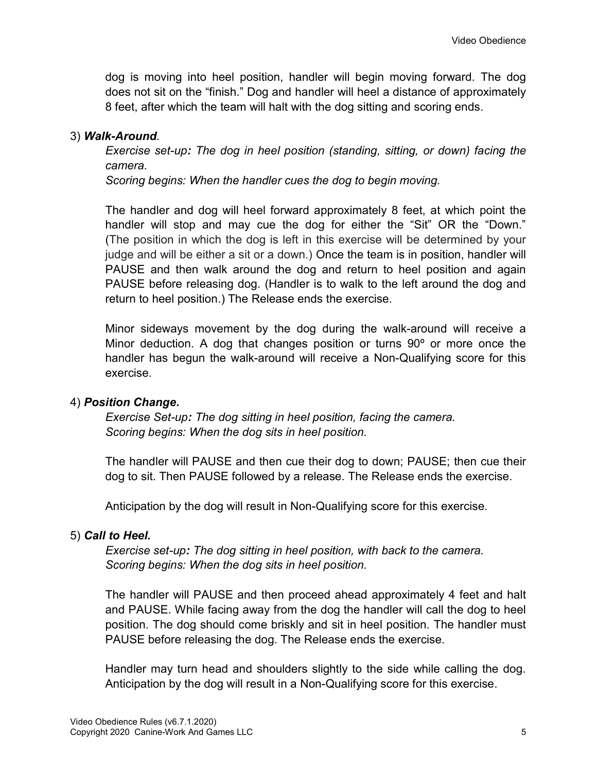dog is moving into heel position, handler will begin moving forward. The dog does not sit on the "finish." Dog and handler will heel a distance of approximately 8 feet, after which the team will halt with the dog sitting and scoring ends.

3) ***Walk-Around****.*

*Exercise set-up**:** The dog in heel position (standing, sitting, or down) facing the camera.*

*Scoring begins: When the handler cues the dog to begin moving.*

The handler and dog will heel forward approximately 8 feet, at which point the handler will stop and may cue the dog for either the "Sit" OR the "Down." (The position in which the dog is left in this exercise will be determined by your judge and will be either a sit or a down.) Once the team is in position, handler will PAUSE and then walk around the dog and return to heel position and again PAUSE before releasing dog. (Handler is to walk to the left around the dog and return to heel position.) The Release ends the exercise.

Minor sideways movement by the dog during the walk-around will receive a Minor deduction. A dog that changes position or turns 90º or more once the handler has begun the walk-around will receive a Non-Qualifying score for this exercise.

4) ***Position Change*****.**

*Exercise Set-up**:** The dog sitting in heel position, facing the camera.*

*Scoring begins: When the dog sits in heel position.*

The handler will PAUSE and then cue their dog to down; PAUSE; then cue their dog to sit. Then PAUSE followed by a release. The Release ends the exercise.

Anticipation by the dog will result in Non-Qualifying score for this exercise.

5) ***Call to Heel.***

*Exercise set-up**:** The dog sitting in heel position, with back to the camera.*

*Scoring begins: When the dog sits in heel position.*

The handler will PAUSE and then proceed ahead approximately 4 feet and halt and PAUSE. While facing away from the dog the handler will call the dog to heel position. The dog should come briskly and sit in heel position. The handler must PAUSE before releasing the dog. The Release ends the exercise.

Handler may turn head and shoulders slightly to the side while calling the dog. Anticipation by the dog will result in a Non-Qualifying score for this exercise.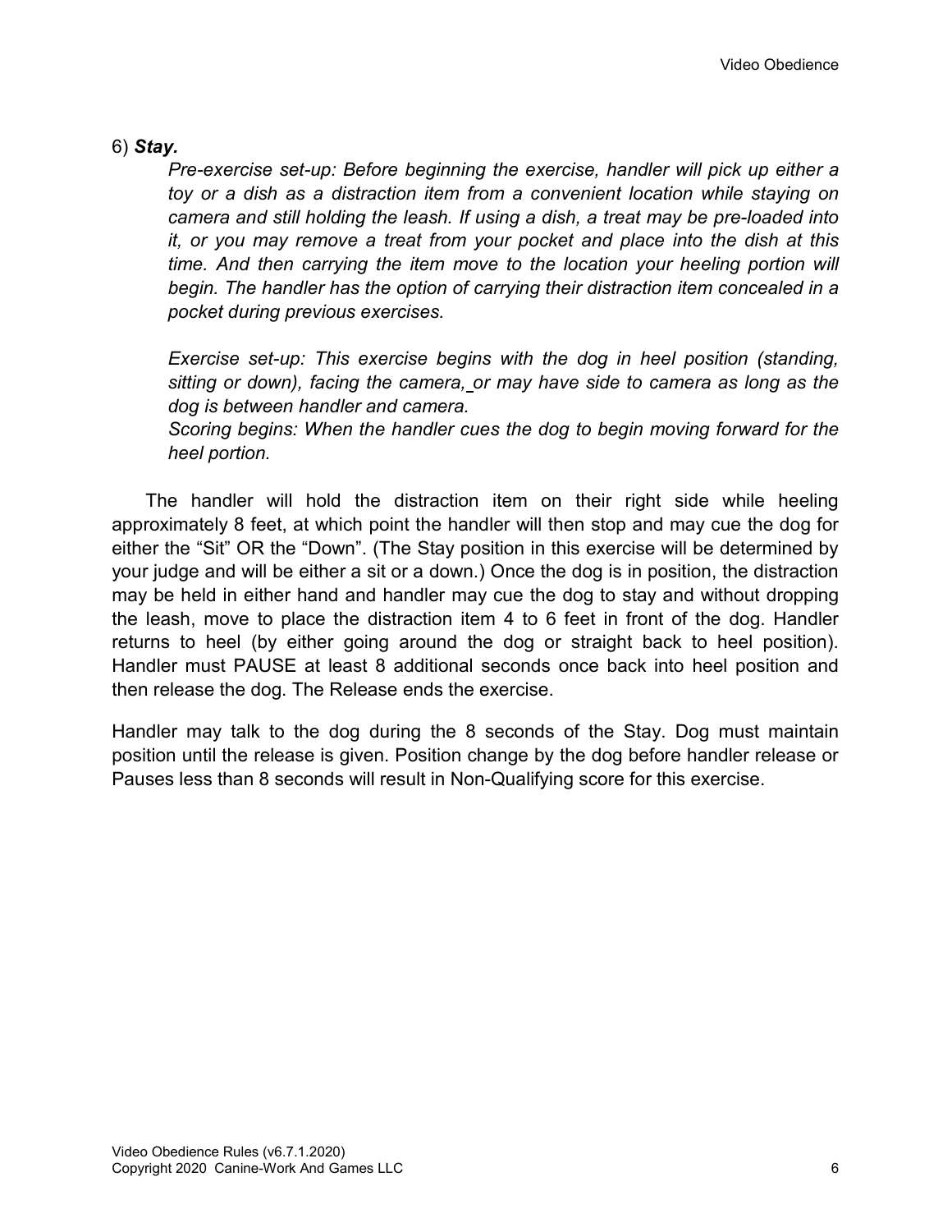6) ***Stay.***

*Pre-exercise set-up: Before beginning the exercise, handler will pick up either a toy or a dish as a distraction item from a convenient location while staying on camera and still holding the leash. If using a dish, a treat may be pre-loaded into it, or you may remove a treat from your pocket and place into the dish at this time. And then carrying the item move to the location your heeling portion will begin. The handler has the option of carrying their distraction item concealed in a pocket during previous exercises.*

*Exercise set-up: This exercise begins with the dog in heel position (standing, sitting or down), facing the camera, or may have side to camera as long as the dog is between handler and camera.*
*Scoring begins: When the handler cues the dog to begin moving forward for the heel portion.*

The handler will hold the distraction item on their right side while heeling approximately 8 feet, at which point the handler will then stop and may cue the dog for either the "Sit" OR the "Down". (The Stay position in this exercise will be determined by your judge and will be either a sit or a down.) Once the dog is in position, the distraction may be held in either hand and handler may cue the dog to stay and without dropping the leash, move to place the distraction item 4 to 6 feet in front of the dog. Handler returns to heel (by either going around the dog or straight back to heel position). Handler must PAUSE at least 8 additional seconds once back into heel position and then release the dog. The Release ends the exercise.

Handler may talk to the dog during the 8 seconds of the Stay. Dog must maintain position until the release is given. Position change by the dog before handler release or Pauses less than 8 seconds will result in Non-Qualifying score for this exercise.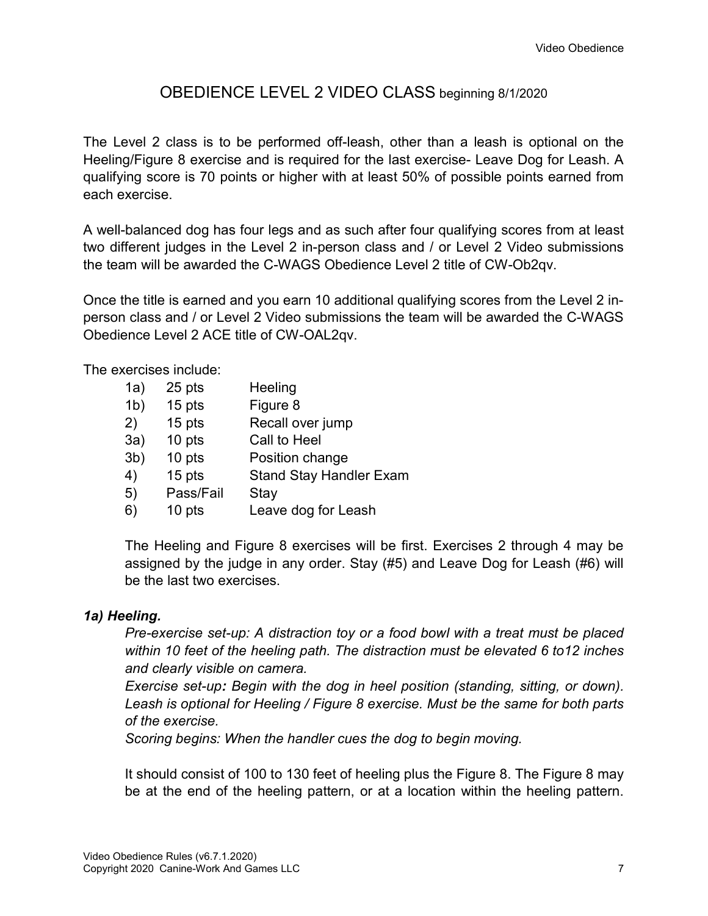## OBEDIENCE LEVEL 2 VIDEO CLASS beginning 8/1/2020

The Level 2 class is to be performed off-leash, other than a leash is optional on the Heeling/Figure 8 exercise and is required for the last exercise- Leave Dog for Leash. A qualifying score is 70 points or higher with at least 50% of possible points earned from each exercise.

A well-balanced dog has four legs and as such after four qualifying scores from at least two different judges in the Level 2 in-person class and / or Level 2 Video submissions the team will be awarded the C-WAGS Obedience Level 2 title of CW-Ob2qv.

Once the title is earned and you earn 10 additional qualifying scores from the Level 2 in-person class and / or Level 2 Video submissions the team will be awarded the C-WAGS Obedience Level 2 ACE title of CW-OAL2qv.

The exercises include:

| | | |
|---|---|---|
| 1a) | 25 pts | Heeling |
| 1b) | 15 pts | Figure 8 |
| 2) | 15 pts | Recall over jump |
| 3a) | 10 pts | Call to Heel |
| 3b) | 10 pts | Position change |
| 4) | 15 pts | Stand Stay Handler Exam |
| 5) | Pass/Fail | Stay |
| 6) | 10 pts | Leave dog for Leash |

The Heeling and Figure 8 exercises will be first. Exercises 2 through 4 may be assigned by the judge in any order. Stay (#5) and Leave Dog for Leash (#6) will be the last two exercises.

### *1a) Heeling.*

*Pre-exercise set-up: A distraction toy or a food bowl with a treat must be placed within 10 feet of the heeling path. The distraction must be elevated 6 to12 inches and clearly visible on camera.*

*Exercise set-up: Begin with the dog in heel position (standing, sitting, or down). Leash is optional for Heeling / Figure 8 exercise. Must be the same for both parts of the exercise.*

*Scoring begins: When the handler cues the dog to begin moving.*

It should consist of 100 to 130 feet of heeling plus the Figure 8. The Figure 8 may be at the end of the heeling pattern, or at a location within the heeling pattern.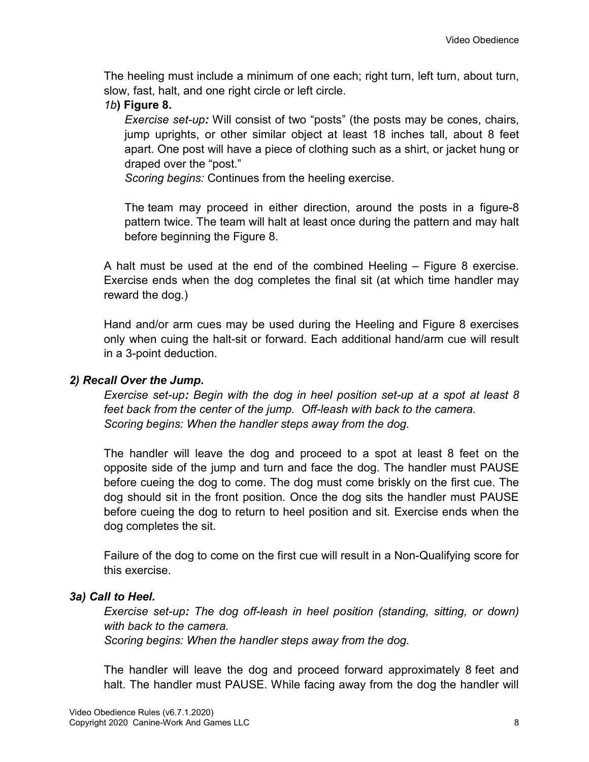The heeling must include a minimum of one each; right turn, left turn, about turn, slow, fast, halt, and one right circle or left circle.

*1b***) Figure 8.**

*Exercise set-up:* Will consist of two "posts" (the posts may be cones, chairs, jump uprights, or other similar object at least 18 inches tall, about 8 feet apart. One post will have a piece of clothing such as a shirt, or jacket hung or draped over the "post."

*Scoring begins:* Continues from the heeling exercise.

The team may proceed in either direction, around the posts in a figure-8 pattern twice. The team will halt at least once during the pattern and may halt before beginning the Figure 8.

A halt must be used at the end of the combined Heeling – Figure 8 exercise. Exercise ends when the dog completes the final sit (at which time handler may reward the dog.)

Hand and/or arm cues may be used during the Heeling and Figure 8 exercises only when cuing the halt-sit or forward. Each additional hand/arm cue will result in a 3-point deduction.

### *2) Recall Over the Jump***.**

*Exercise set-up: Begin with the dog in heel position set-up at a spot at least 8 feet back from the center of the jump. Off-leash with back to the camera.*
*Scoring begins: When the handler steps away from the dog.*

The handler will leave the dog and proceed to a spot at least 8 feet on the opposite side of the jump and turn and face the dog. The handler must PAUSE before cueing the dog to come. The dog must come briskly on the first cue. The dog should sit in the front position. Once the dog sits the handler must PAUSE before cueing the dog to return to heel position and sit. Exercise ends when the dog completes the sit.

Failure of the dog to come on the first cue will result in a Non-Qualifying score for this exercise.

### *3a) Call to Heel.*

*Exercise set-up: The dog off-leash in heel position (standing, sitting, or down) with back to the camera.*
*Scoring begins: When the handler steps away from the dog.*

The handler will leave the dog and proceed forward approximately 8 feet and halt. The handler must PAUSE. While facing away from the dog the handler will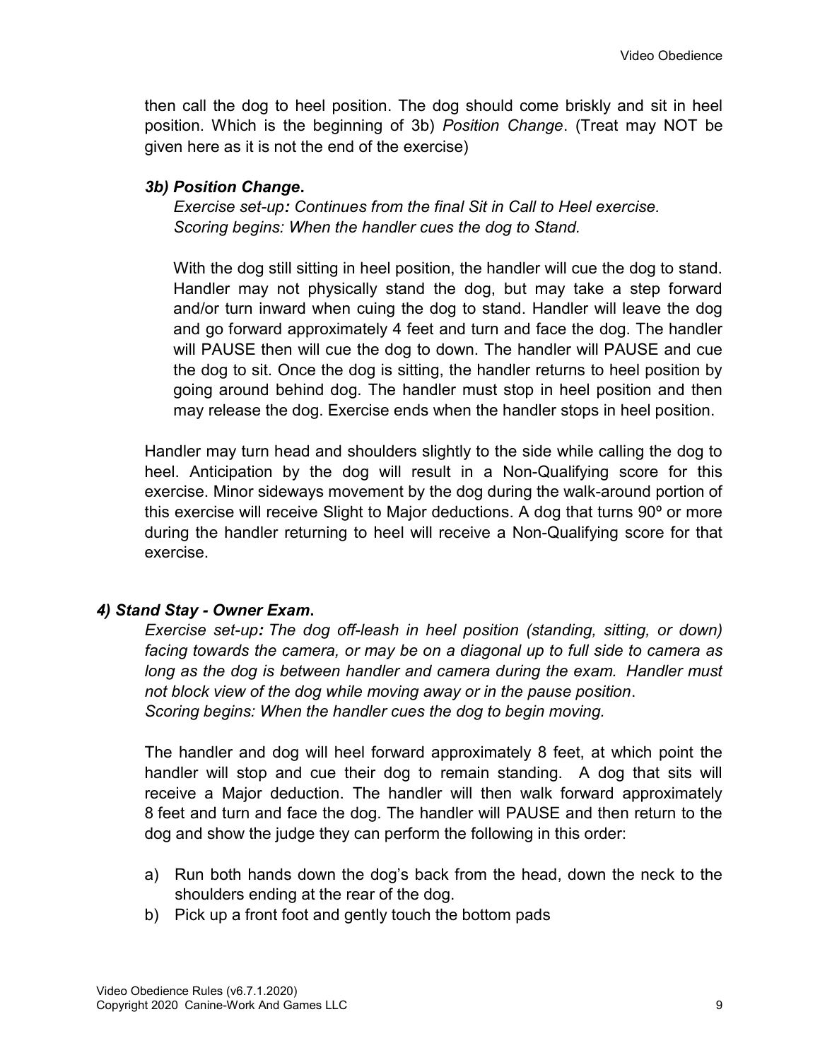then call the dog to heel position. The dog should come briskly and sit in heel position. Which is the beginning of 3b) *Position Change*. (Treat may NOT be given here as it is not the end of the exercise)

### *3b) Position Change*.

*Exercise set-up: Continues from the final Sit in Call to Heel exercise.*
*Scoring begins: When the handler cues the dog to Stand.*

With the dog still sitting in heel position, the handler will cue the dog to stand. Handler may not physically stand the dog, but may take a step forward and/or turn inward when cuing the dog to stand. Handler will leave the dog and go forward approximately 4 feet and turn and face the dog. The handler will PAUSE then will cue the dog to down. The handler will PAUSE and cue the dog to sit. Once the dog is sitting, the handler returns to heel position by going around behind dog. The handler must stop in heel position and then may release the dog. Exercise ends when the handler stops in heel position.

Handler may turn head and shoulders slightly to the side while calling the dog to heel. Anticipation by the dog will result in a Non-Qualifying score for this exercise. Minor sideways movement by the dog during the walk-around portion of this exercise will receive Slight to Major deductions. A dog that turns 90º or more during the handler returning to heel will receive a Non-Qualifying score for that exercise.

## *4) Stand Stay - Owner Exam*.

*Exercise set-up: The dog off-leash in heel position (standing, sitting, or down) facing towards the camera, or may be on a diagonal up to full side to camera as long as the dog is between handler and camera during the exam. Handler must not block view of the dog while moving away or in the pause position*.
*Scoring begins: When the handler cues the dog to begin moving.*

The handler and dog will heel forward approximately 8 feet, at which point the handler will stop and cue their dog to remain standing. A dog that sits will receive a Major deduction. The handler will then walk forward approximately 8 feet and turn and face the dog. The handler will PAUSE and then return to the dog and show the judge they can perform the following in this order:

a) Run both hands down the dog's back from the head, down the neck to the shoulders ending at the rear of the dog.
b) Pick up a front foot and gently touch the bottom pads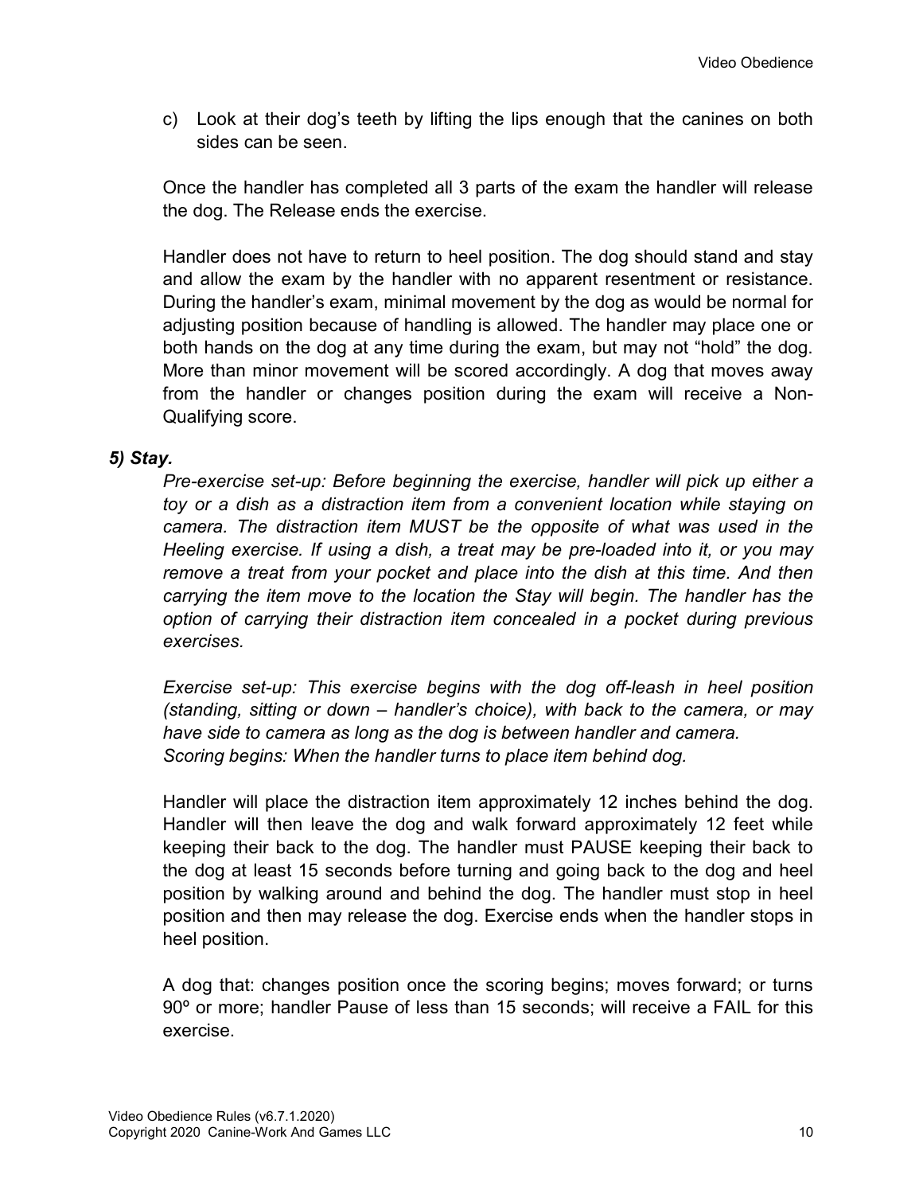c) Look at their dog's teeth by lifting the lips enough that the canines on both sides can be seen.

Once the handler has completed all 3 parts of the exam the handler will release the dog. The Release ends the exercise.

Handler does not have to return to heel position. The dog should stand and stay and allow the exam by the handler with no apparent resentment or resistance. During the handler's exam, minimal movement by the dog as would be normal for adjusting position because of handling is allowed. The handler may place one or both hands on the dog at any time during the exam, but may not "hold" the dog. More than minor movement will be scored accordingly. A dog that moves away from the handler or changes position during the exam will receive a Non-Qualifying score.

***5) Stay.***

*Pre-exercise set-up: Before beginning the exercise, handler will pick up either a toy or a dish as a distraction item from a convenient location while staying on camera. The distraction item MUST be the opposite of what was used in the Heeling exercise. If using a dish, a treat may be pre-loaded into it, or you may remove a treat from your pocket and place into the dish at this time. And then carrying the item move to the location the Stay will begin. The handler has the option of carrying their distraction item concealed in a pocket during previous exercises.*

*Exercise set-up: This exercise begins with the dog off-leash in heel position (standing, sitting or down – handler's choice), with back to the camera, or may have side to camera as long as the dog is between handler and camera.*
*Scoring begins: When the handler turns to place item behind dog.*

Handler will place the distraction item approximately 12 inches behind the dog. Handler will then leave the dog and walk forward approximately 12 feet while keeping their back to the dog. The handler must PAUSE keeping their back to the dog at least 15 seconds before turning and going back to the dog and heel position by walking around and behind the dog. The handler must stop in heel position and then may release the dog. Exercise ends when the handler stops in heel position.

A dog that: changes position once the scoring begins; moves forward; or turns 90º or more; handler Pause of less than 15 seconds; will receive a FAIL for this exercise.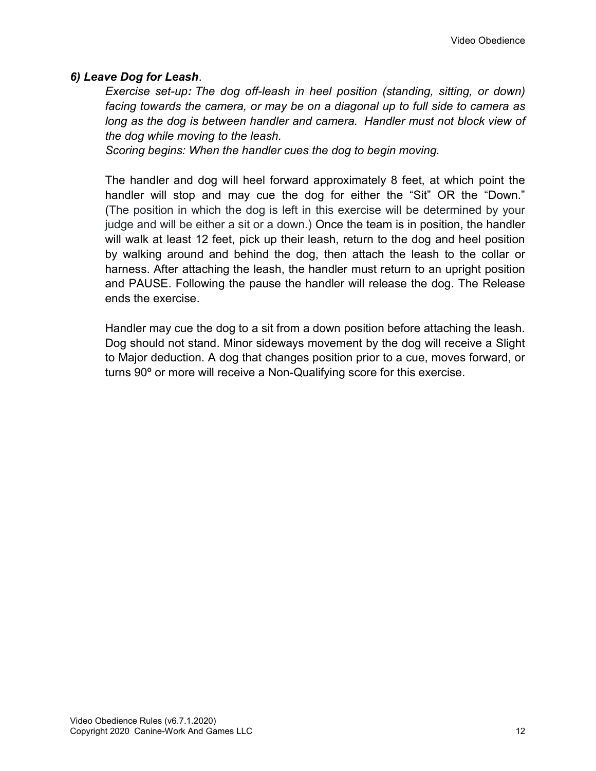### *6) Leave Dog for Leash*.

*Exercise set-up**:** The dog off-leash in heel position (standing, sitting, or down) facing towards the camera, or may be on a diagonal up to full side to camera as long as the dog is between handler and camera. Handler must not block view of the dog while moving to the leash.*

*Scoring begins: When the handler cues the dog to begin moving.*

The handler and dog will heel forward approximately 8 feet, at which point the handler will stop and may cue the dog for either the "Sit" OR the "Down." (The position in which the dog is left in this exercise will be determined by your judge and will be either a sit or a down.) Once the team is in position, the handler will walk at least 12 feet, pick up their leash, return to the dog and heel position by walking around and behind the dog, then attach the leash to the collar or harness. After attaching the leash, the handler must return to an upright position and PAUSE. Following the pause the handler will release the dog. The Release ends the exercise.

Handler may cue the dog to a sit from a down position before attaching the leash. Dog should not stand. Minor sideways movement by the dog will receive a Slight to Major deduction. A dog that changes position prior to a cue, moves forward, or turns 90º or more will receive a Non-Qualifying score for this exercise.